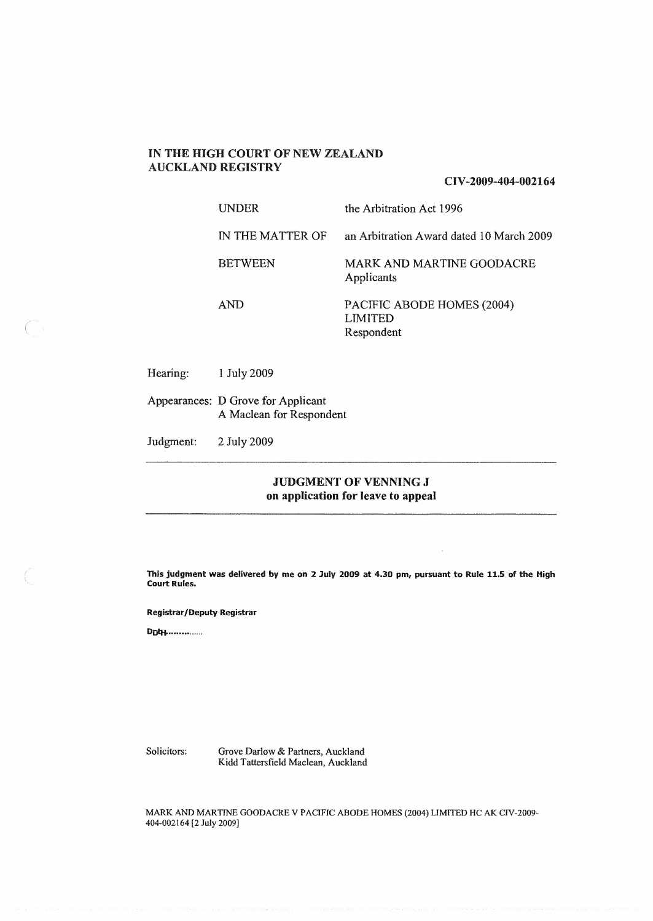**IN THE HIGH COURT OF NEW ZEALAND**
**AUCKLAND REGISTRY**

**CIV-2009-404-002164**

| | |
|---|---|
| UNDER | the Arbitration Act 1996 |
| IN THE MATTER OF | an Arbitration Award dated 10 March 2009 |
| BETWEEN | MARK AND MARTINE GOODACRE<br>Applicants |
| AND | PACIFIC ABODE HOMES (2004) LIMITED<br>Respondent |

Hearing: 1 July 2009

Appearances: D Grove for Applicant
A Maclean for Respondent

Judgment: 2 July 2009

---

## JUDGMENT OF VENNING J
### on application for leave to appeal

---

**This judgment was delivered by me on 2 July 2009 at 4.30 pm, pursuant to Rule 11.5 of the High Court Rules.**

**Registrar/Deputy Registrar**

DDH...............

Solicitors: Grove Darlow & Partners, Auckland
Kidd Tattersfield Maclean, Auckland

MARK AND MARTINE GOODACRE V PACIFIC ABODE HOMES (2004) LIMITED HC AK CIV-2009-404-002164 [2 July 2009]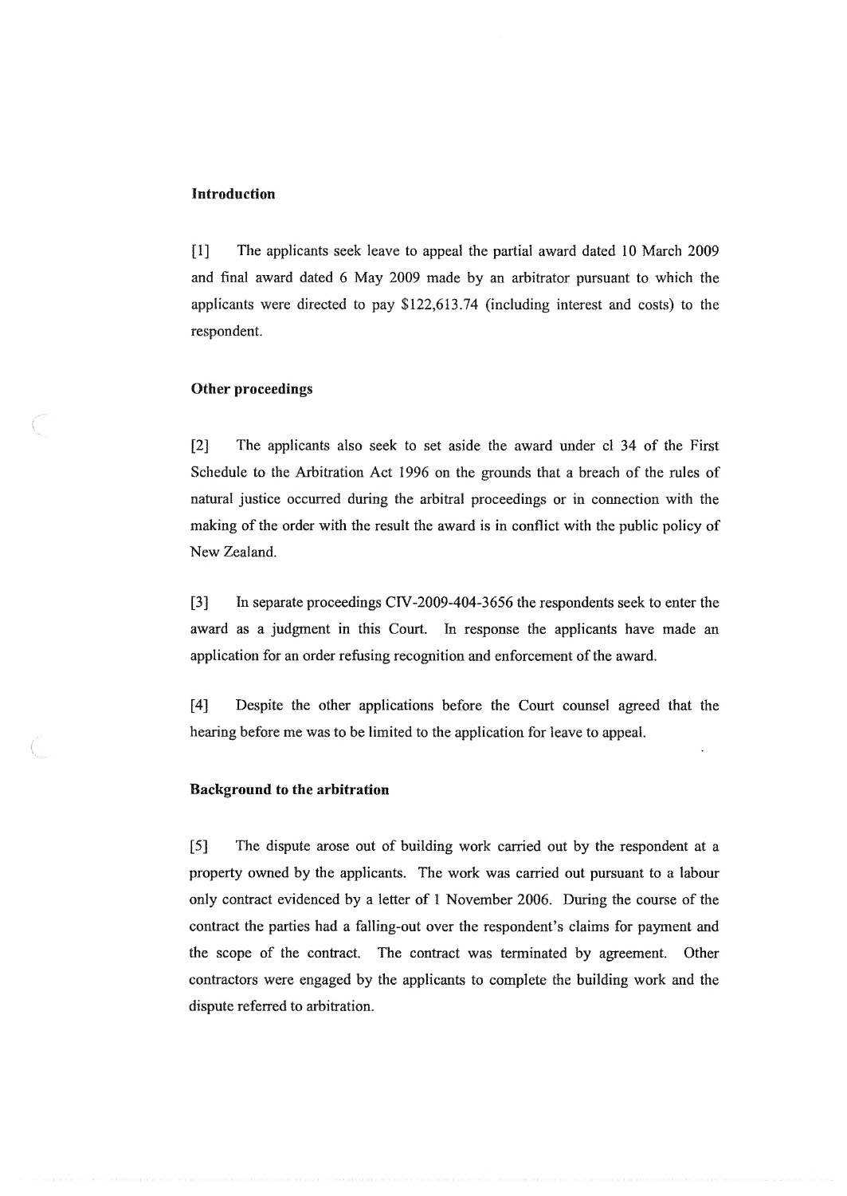**Introduction**

[1] The applicants seek leave to appeal the partial award dated 10 March 2009 and final award dated 6 May 2009 made by an arbitrator pursuant to which the applicants were directed to pay $122,613.74 (including interest and costs) to the respondent.

**Other proceedings**

[2] The applicants also seek to set aside the award under cl 34 of the First Schedule to the Arbitration Act 1996 on the grounds that a breach of the rules of natural justice occurred during the arbitral proceedings or in connection with the making of the order with the result the award is in conflict with the public policy of New Zealand.

[3] In separate proceedings CIV-2009-404-3656 the respondents seek to enter the award as a judgment in this Court. In response the applicants have made an application for an order refusing recognition and enforcement of the award.

[4] Despite the other applications before the Court counsel agreed that the hearing before me was to be limited to the application for leave to appeal.

**Background to the arbitration**

[5] The dispute arose out of building work carried out by the respondent at a property owned by the applicants. The work was carried out pursuant to a labour only contract evidenced by a letter of 1 November 2006. During the course of the contract the parties had a falling-out over the respondent's claims for payment and the scope of the contract. The contract was terminated by agreement. Other contractors were engaged by the applicants to complete the building work and the dispute referred to arbitration.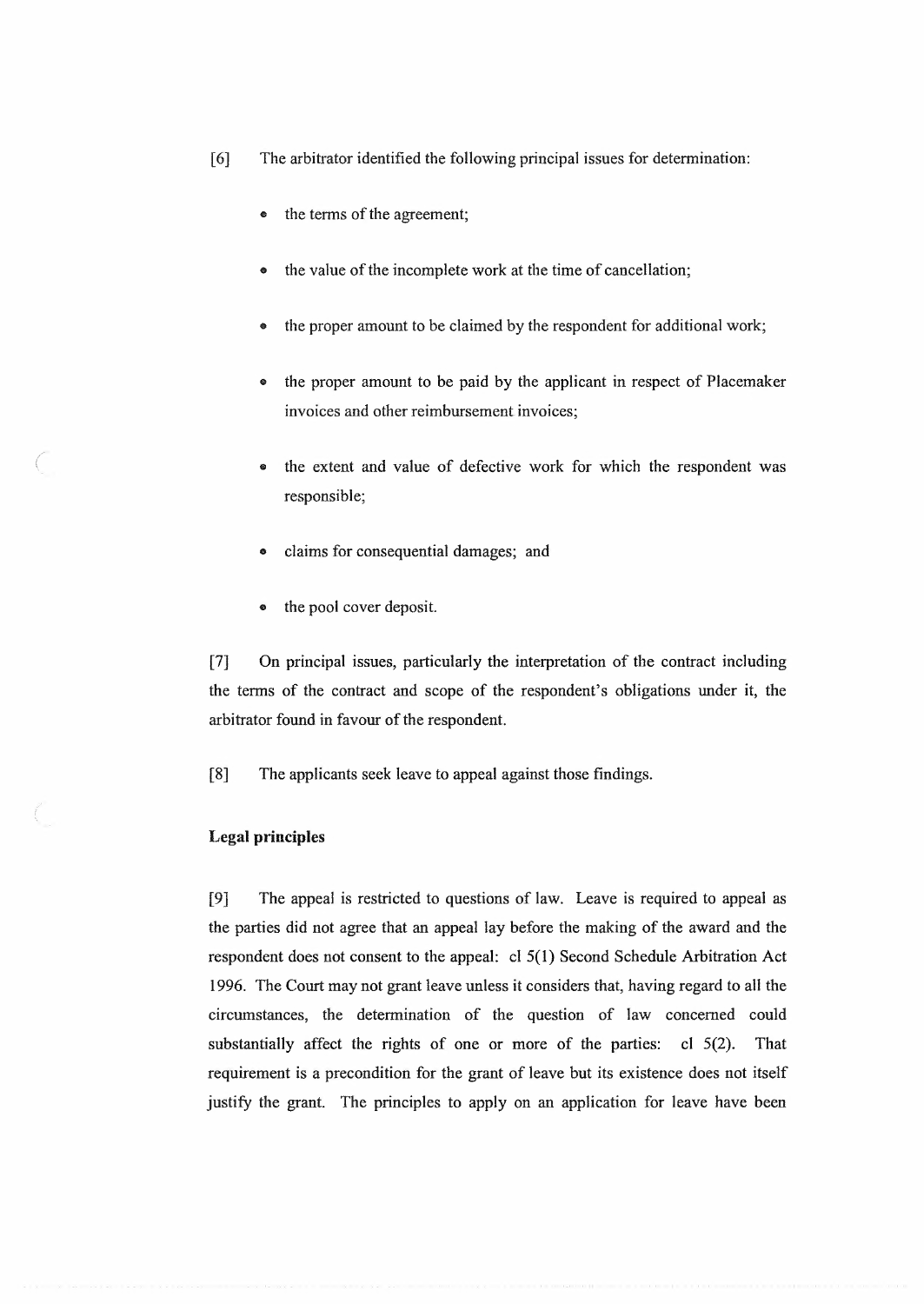[6] The arbitrator identified the following principal issues for determination:

- the terms of the agreement;
- the value of the incomplete work at the time of cancellation;
- the proper amount to be claimed by the respondent for additional work;
- the proper amount to be paid by the applicant in respect of Placemaker invoices and other reimbursement invoices;
- the extent and value of defective work for which the respondent was responsible;
- claims for consequential damages; and
- the pool cover deposit.

[7] On principal issues, particularly the interpretation of the contract including the terms of the contract and scope of the respondent's obligations under it, the arbitrator found in favour of the respondent.

[8] The applicants seek leave to appeal against those findings.

**Legal principles**

[9] The appeal is restricted to questions of law. Leave is required to appeal as the parties did not agree that an appeal lay before the making of the award and the respondent does not consent to the appeal: cl 5(1) Second Schedule Arbitration Act 1996. The Court may not grant leave unless it considers that, having regard to all the circumstances, the determination of the question of law concerned could substantially affect the rights of one or more of the parties: cl 5(2). That requirement is a precondition for the grant of leave but its existence does not itself justify the grant. The principles to apply on an application for leave have been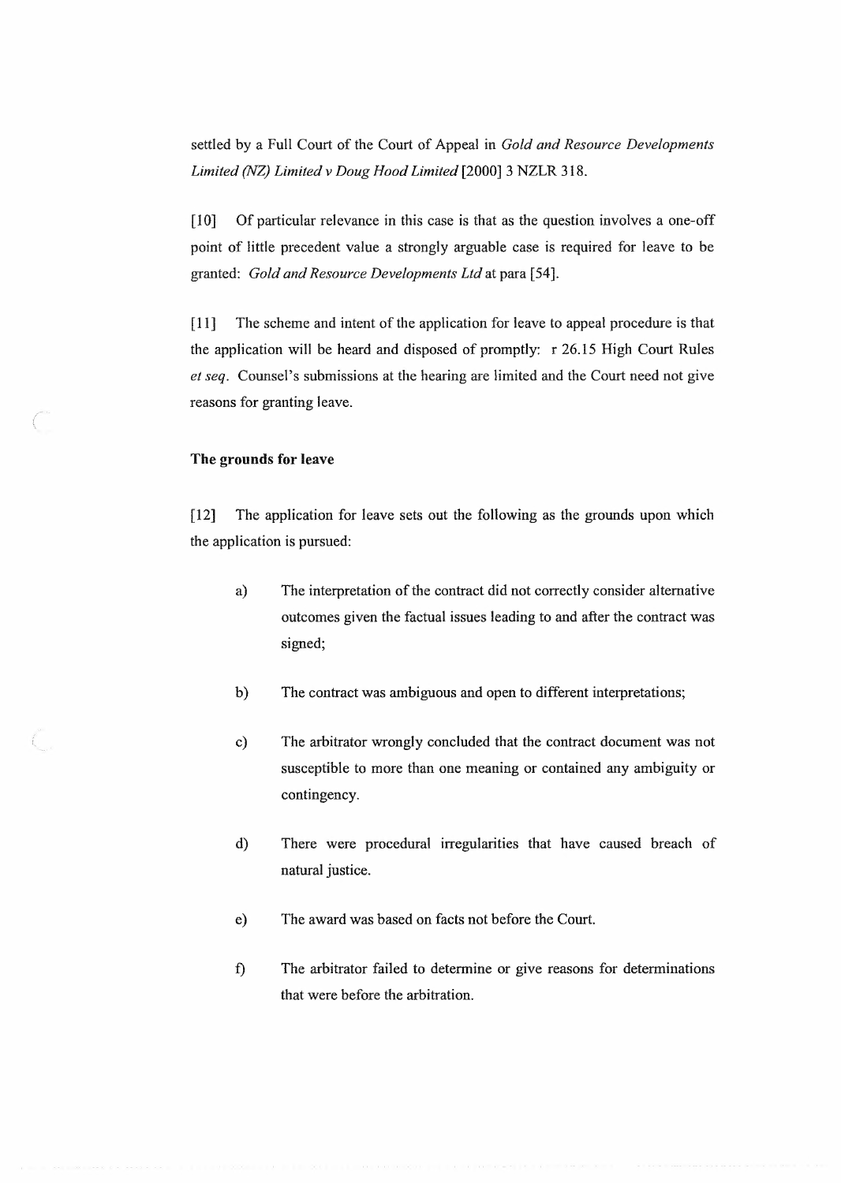settled by a Full Court of the Court of Appeal in *Gold and Resource Developments Limited (NZ) Limited v Doug Hood Limited* [2000] 3 NZLR 318.

[10] Of particular relevance in this case is that as the question involves a one-off point of little precedent value a strongly arguable case is required for leave to be granted: *Gold and Resource Developments Ltd* at para [54].

[11] The scheme and intent of the application for leave to appeal procedure is that the application will be heard and disposed of promptly: r 26.15 High Court Rules *et seq*. Counsel's submissions at the hearing are limited and the Court need not give reasons for granting leave.

**The grounds for leave**

[12] The application for leave sets out the following as the grounds upon which the application is pursued:

a) The interpretation of the contract did not correctly consider alternative outcomes given the factual issues leading to and after the contract was signed;

b) The contract was ambiguous and open to different interpretations;

c) The arbitrator wrongly concluded that the contract document was not susceptible to more than one meaning or contained any ambiguity or contingency.

d) There were procedural irregularities that have caused breach of natural justice.

e) The award was based on facts not before the Court.

f) The arbitrator failed to determine or give reasons for determinations that were before the arbitration.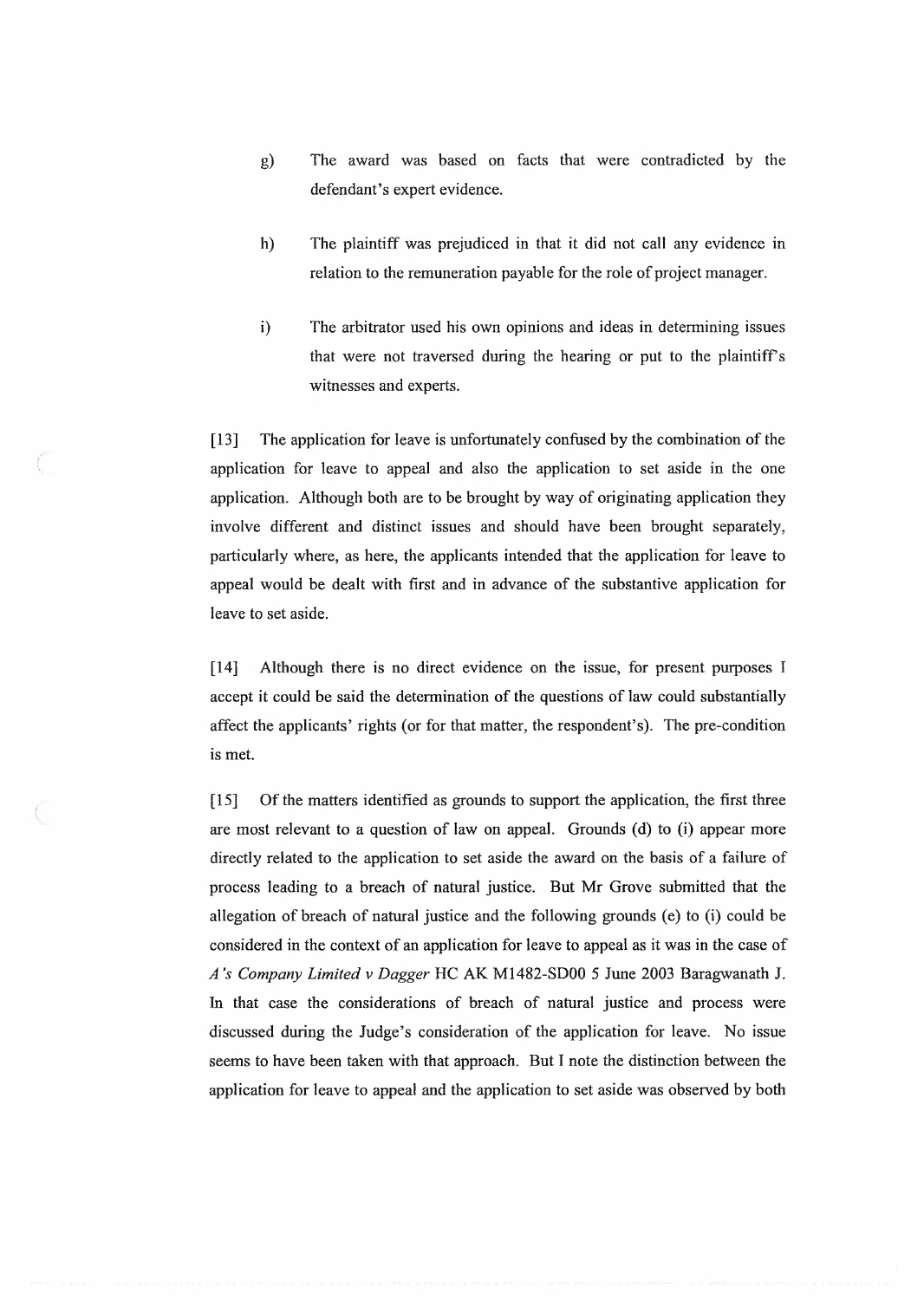g) The award was based on facts that were contradicted by the defendant's expert evidence.

h) The plaintiff was prejudiced in that it did not call any evidence in relation to the remuneration payable for the role of project manager.

i) The arbitrator used his own opinions and ideas in determining issues that were not traversed during the hearing or put to the plaintiff's witnesses and experts.

[13] The application for leave is unfortunately confused by the combination of the application for leave to appeal and also the application to set aside in the one application. Although both are to be brought by way of originating application they involve different and distinct issues and should have been brought separately, particularly where, as here, the applicants intended that the application for leave to appeal would be dealt with first and in advance of the substantive application for leave to set aside.

[14] Although there is no direct evidence on the issue, for present purposes I accept it could be said the determination of the questions of law could substantially affect the applicants' rights (or for that matter, the respondent's). The pre-condition is met.

[15] Of the matters identified as grounds to support the application, the first three are most relevant to a question of law on appeal. Grounds (d) to (i) appear more directly related to the application to set aside the award on the basis of a failure of process leading to a breach of natural justice. But Mr Grove submitted that the allegation of breach of natural justice and the following grounds (e) to (i) could be considered in the context of an application for leave to appeal as it was in the case of *A's Company Limited v Dagger* HC AK M1482-SD00 5 June 2003 Baragwanath J. In that case the considerations of breach of natural justice and process were discussed during the Judge's consideration of the application for leave. No issue seems to have been taken with that approach. But I note the distinction between the application for leave to appeal and the application to set aside was observed by both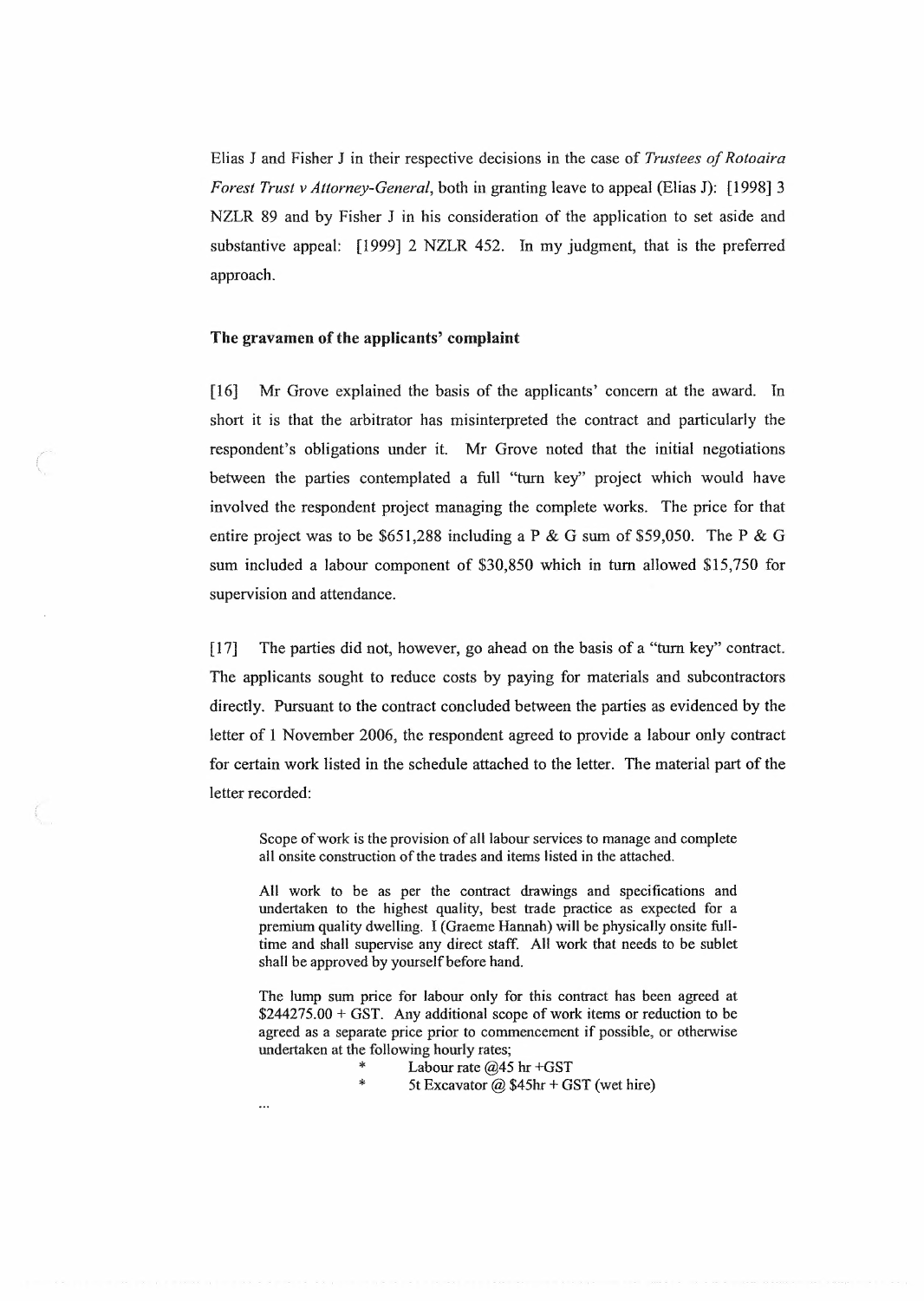Elias J and Fisher J in their respective decisions in the case of *Trustees of Rotoaira Forest Trust v Attorney-General*, both in granting leave to appeal (Elias J): [1998] 3 NZLR 89 and by Fisher J in his consideration of the application to set aside and substantive appeal: [1999] 2 NZLR 452. In my judgment, that is the preferred approach.

### The gravamen of the applicants' complaint

[16] Mr Grove explained the basis of the applicants' concern at the award. In short it is that the arbitrator has misinterpreted the contract and particularly the respondent's obligations under it. Mr Grove noted that the initial negotiations between the parties contemplated a full "turn key" project which would have involved the respondent project managing the complete works. The price for that entire project was to be $651,288 including a P & G sum of $59,050. The P & G sum included a labour component of $30,850 which in turn allowed $15,750 for supervision and attendance.

[17] The parties did not, however, go ahead on the basis of a "turn key" contract. The applicants sought to reduce costs by paying for materials and subcontractors directly. Pursuant to the contract concluded between the parties as evidenced by the letter of 1 November 2006, the respondent agreed to provide a labour only contract for certain work listed in the schedule attached to the letter. The material part of the letter recorded:

> Scope of work is the provision of all labour services to manage and complete all onsite construction of the trades and items listed in the attached.
>
> All work to be as per the contract drawings and specifications and undertaken to the highest quality, best trade practice as expected for a premium quality dwelling. I (Graeme Hannah) will be physically onsite full-time and shall supervise any direct staff. All work that needs to be sublet shall be approved by yourself before hand.
>
> The lump sum price for labour only for this contract has been agreed at $244275.00 + GST. Any additional scope of work items or reduction to be agreed as a separate price prior to commencement if possible, or otherwise undertaken at the following hourly rates;
>
> * Labour rate @45 hr +GST
> * 5t Excavator @ $45hr + GST (wet hire)
>
> ...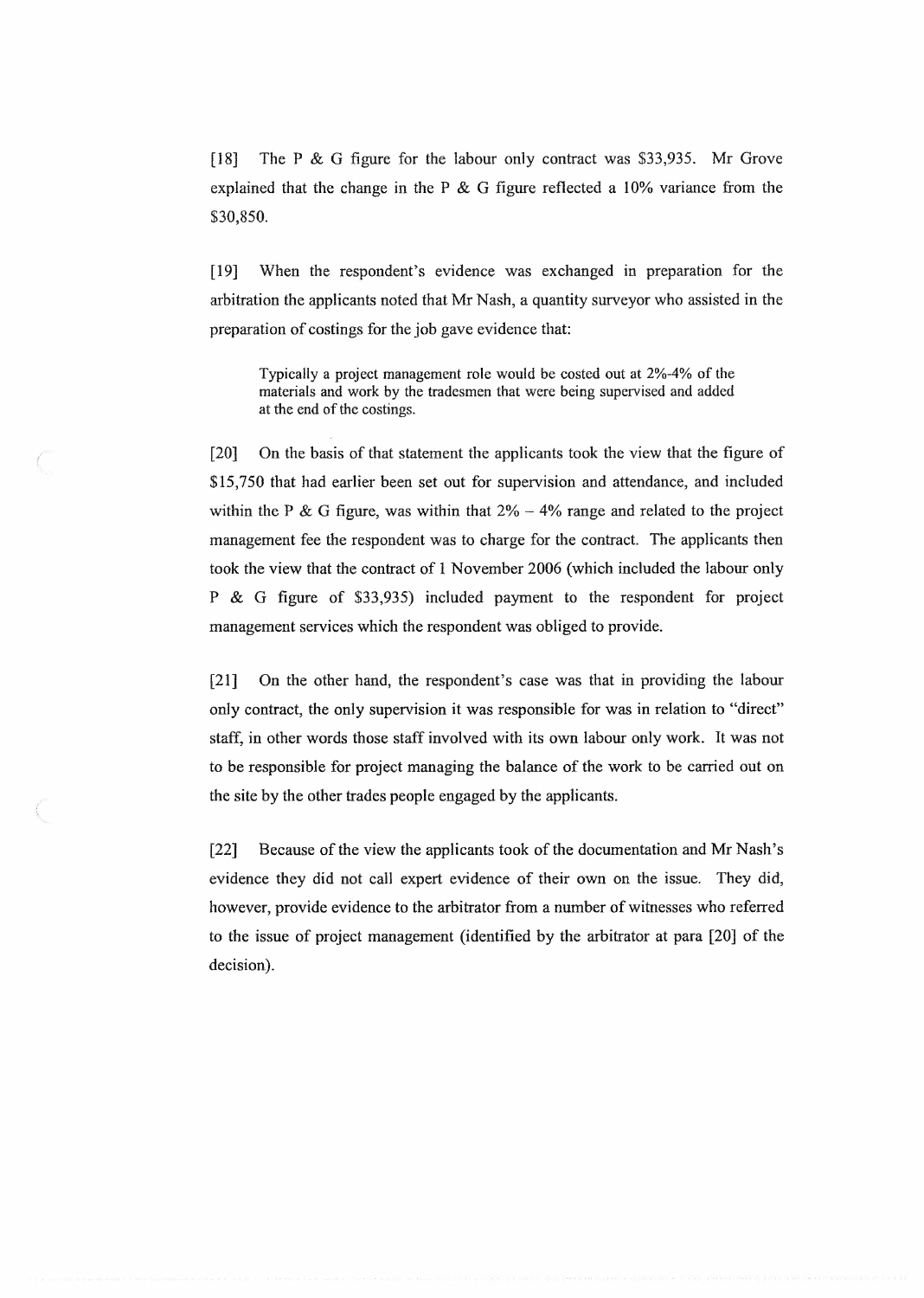[18] The P & G figure for the labour only contract was $33,935. Mr Grove explained that the change in the P & G figure reflected a 10% variance from the $30,850.

[19] When the respondent's evidence was exchanged in preparation for the arbitration the applicants noted that Mr Nash, a quantity surveyor who assisted in the preparation of costings for the job gave evidence that:

> Typically a project management role would be costed out at 2%-4% of the materials and work by the tradesmen that were being supervised and added at the end of the costings.

[20] On the basis of that statement the applicants took the view that the figure of $15,750 that had earlier been set out for supervision and attendance, and included within the P & G figure, was within that 2% – 4% range and related to the project management fee the respondent was to charge for the contract. The applicants then took the view that the contract of 1 November 2006 (which included the labour only P & G figure of $33,935) included payment to the respondent for project management services which the respondent was obliged to provide.

[21] On the other hand, the respondent's case was that in providing the labour only contract, the only supervision it was responsible for was in relation to "direct" staff, in other words those staff involved with its own labour only work. It was not to be responsible for project managing the balance of the work to be carried out on the site by the other trades people engaged by the applicants.

[22] Because of the view the applicants took of the documentation and Mr Nash's evidence they did not call expert evidence of their own on the issue. They did, however, provide evidence to the arbitrator from a number of witnesses who referred to the issue of project management (identified by the arbitrator at para [20] of the decision).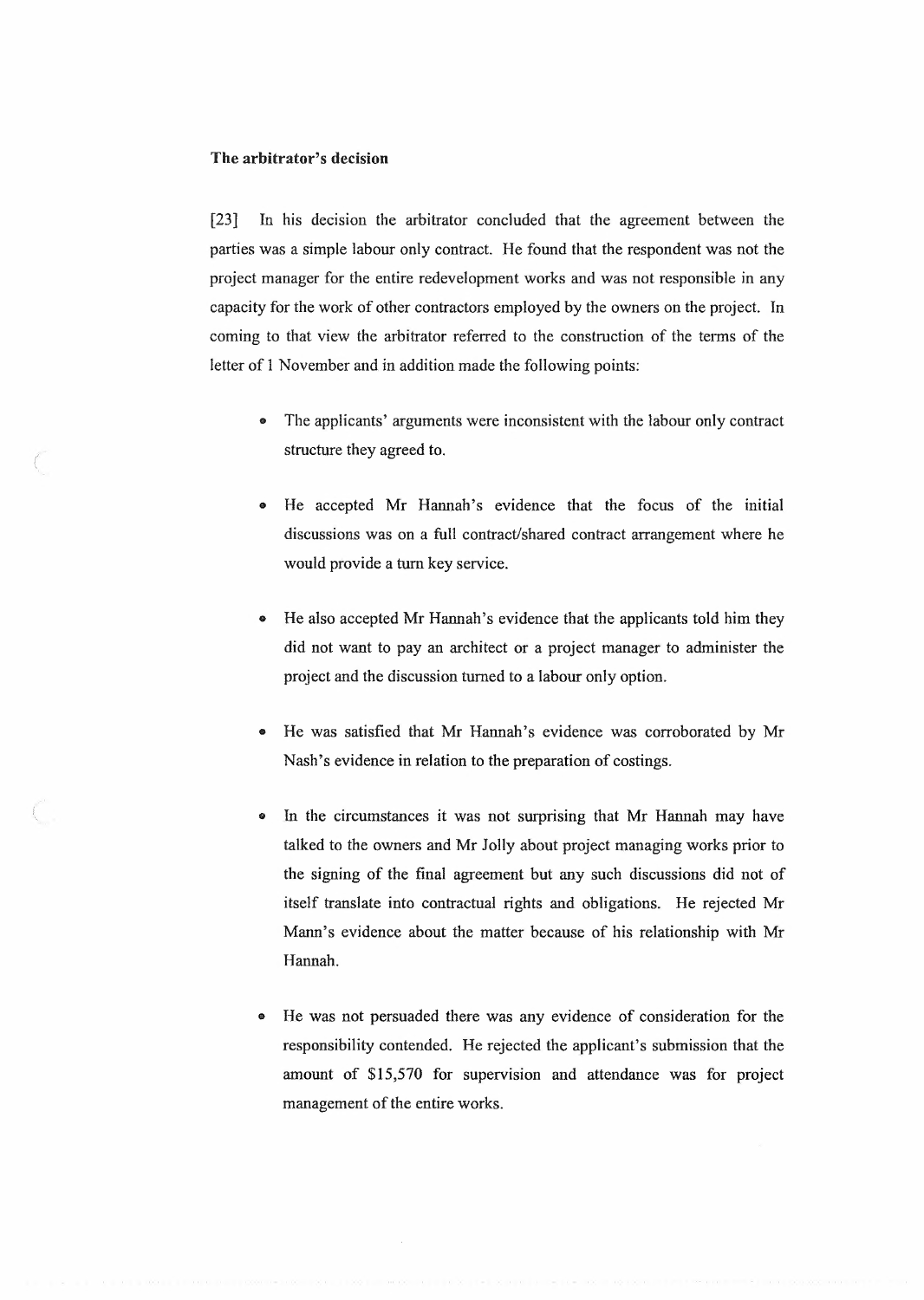**The arbitrator's decision**

[23] In his decision the arbitrator concluded that the agreement between the parties was a simple labour only contract. He found that the respondent was not the project manager for the entire redevelopment works and was not responsible in any capacity for the work of other contractors employed by the owners on the project. In coming to that view the arbitrator referred to the construction of the terms of the letter of 1 November and in addition made the following points:

- The applicants' arguments were inconsistent with the labour only contract structure they agreed to.

- He accepted Mr Hannah's evidence that the focus of the initial discussions was on a full contract/shared contract arrangement where he would provide a turn key service.

- He also accepted Mr Hannah's evidence that the applicants told him they did not want to pay an architect or a project manager to administer the project and the discussion turned to a labour only option.

- He was satisfied that Mr Hannah's evidence was corroborated by Mr Nash's evidence in relation to the preparation of costings.

- In the circumstances it was not surprising that Mr Hannah may have talked to the owners and Mr Jolly about project managing works prior to the signing of the final agreement but any such discussions did not of itself translate into contractual rights and obligations. He rejected Mr Mann's evidence about the matter because of his relationship with Mr Hannah.

- He was not persuaded there was any evidence of consideration for the responsibility contended. He rejected the applicant's submission that the amount of $15,570 for supervision and attendance was for project management of the entire works.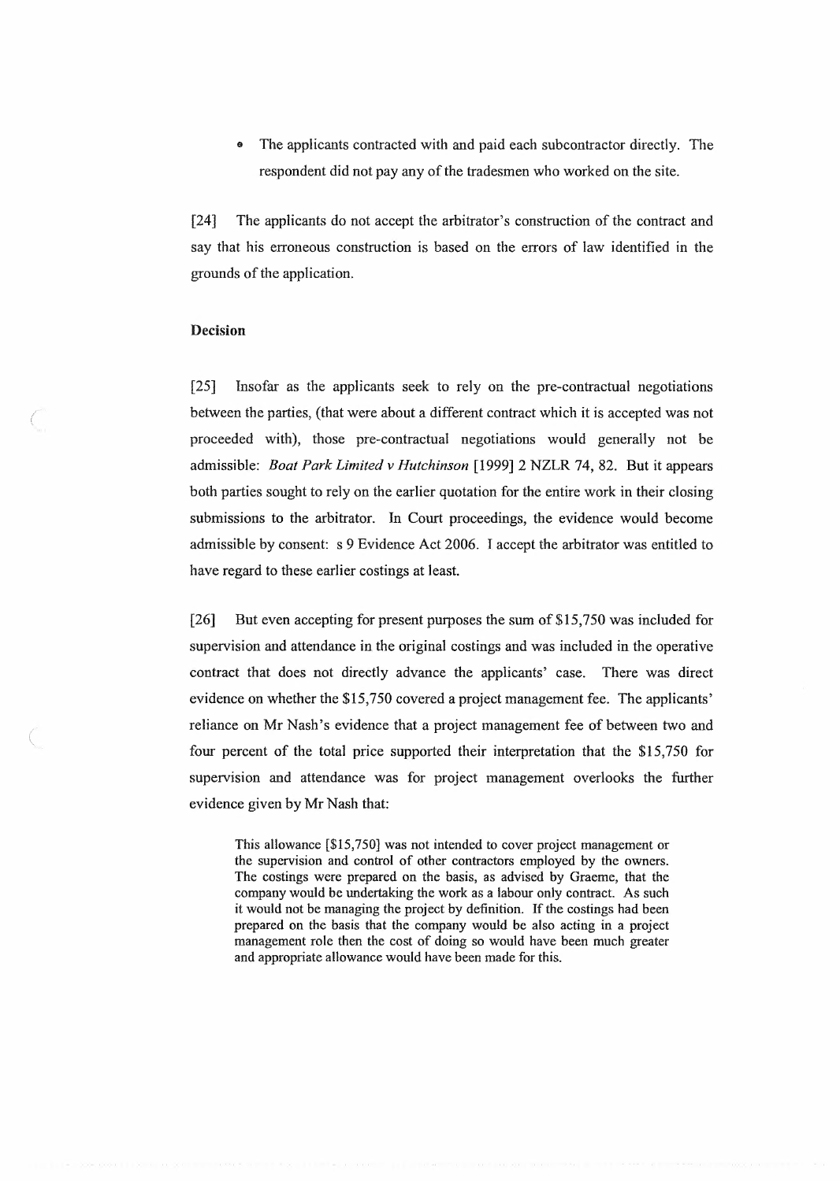- The applicants contracted with and paid each subcontractor directly. The respondent did not pay any of the tradesmen who worked on the site.

[24] The applicants do not accept the arbitrator's construction of the contract and say that his erroneous construction is based on the errors of law identified in the grounds of the application.

**Decision**

[25] Insofar as the applicants seek to rely on the pre-contractual negotiations between the parties, (that were about a different contract which it is accepted was not proceeded with), those pre-contractual negotiations would generally not be admissible: *Boat Park Limited v Hutchinson* [1999] 2 NZLR 74, 82. But it appears both parties sought to rely on the earlier quotation for the entire work in their closing submissions to the arbitrator. In Court proceedings, the evidence would become admissible by consent: s 9 Evidence Act 2006. I accept the arbitrator was entitled to have regard to these earlier costings at least.

[26] But even accepting for present purposes the sum of $15,750 was included for supervision and attendance in the original costings and was included in the operative contract that does not directly advance the applicants' case. There was direct evidence on whether the $15,750 covered a project management fee. The applicants' reliance on Mr Nash's evidence that a project management fee of between two and four percent of the total price supported their interpretation that the $15,750 for supervision and attendance was for project management overlooks the further evidence given by Mr Nash that:

> This allowance [$15,750] was not intended to cover project management or the supervision and control of other contractors employed by the owners. The costings were prepared on the basis, as advised by Graeme, that the company would be undertaking the work as a labour only contract. As such it would not be managing the project by definition. If the costings had been prepared on the basis that the company would be also acting in a project management role then the cost of doing so would have been much greater and appropriate allowance would have been made for this.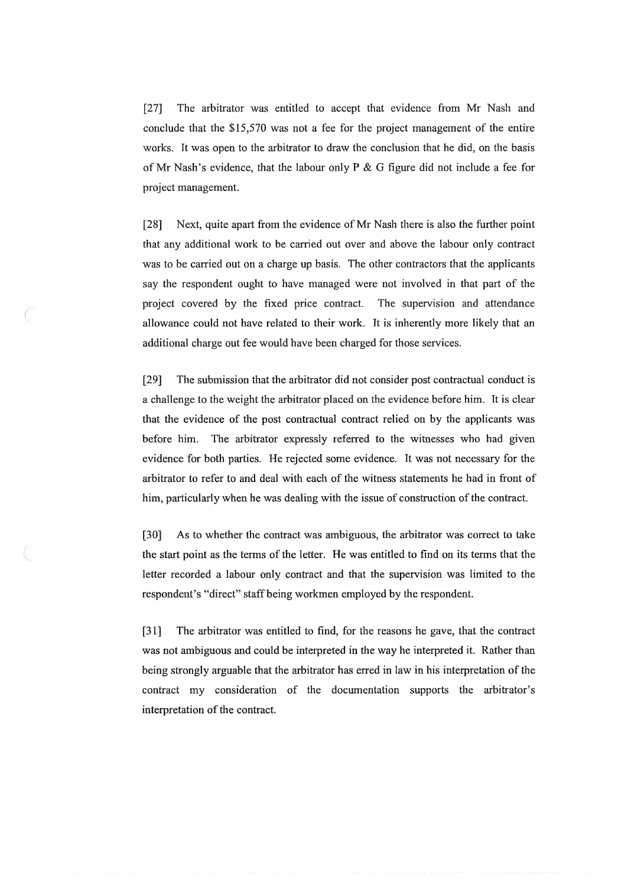[27] The arbitrator was entitled to accept that evidence from Mr Nash and conclude that the $15,570 was not a fee for the project management of the entire works. It was open to the arbitrator to draw the conclusion that he did, on the basis of Mr Nash's evidence, that the labour only P & G figure did not include a fee for project management.

[28] Next, quite apart from the evidence of Mr Nash there is also the further point that any additional work to be carried out over and above the labour only contract was to be carried out on a charge up basis. The other contractors that the applicants say the respondent ought to have managed were not involved in that part of the project covered by the fixed price contract. The supervision and attendance allowance could not have related to their work. It is inherently more likely that an additional charge out fee would have been charged for those services.

[29] The submission that the arbitrator did not consider post contractual conduct is a challenge to the weight the arbitrator placed on the evidence before him. It is clear that the evidence of the post contractual contract relied on by the applicants was before him. The arbitrator expressly referred to the witnesses who had given evidence for both parties. He rejected some evidence. It was not necessary for the arbitrator to refer to and deal with each of the witness statements he had in front of him, particularly when he was dealing with the issue of construction of the contract.

[30] As to whether the contract was ambiguous, the arbitrator was correct to take the start point as the terms of the letter. He was entitled to find on its terms that the letter recorded a labour only contract and that the supervision was limited to the respondent's "direct" staff being workmen employed by the respondent.

[31] The arbitrator was entitled to find, for the reasons he gave, that the contract was not ambiguous and could be interpreted in the way he interpreted it. Rather than being strongly arguable that the arbitrator has erred in law in his interpretation of the contract my consideration of the documentation supports the arbitrator's interpretation of the contract.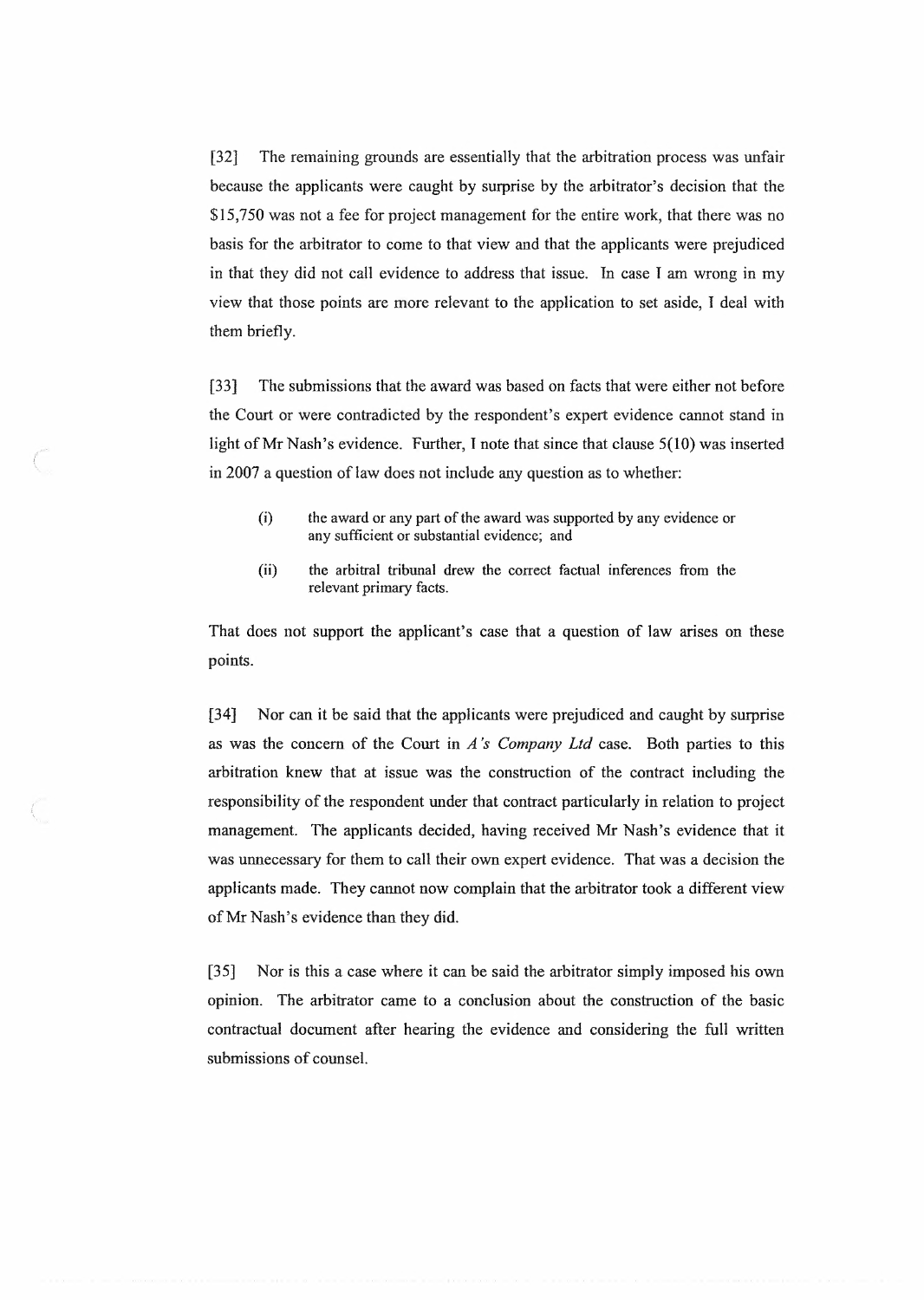[32] The remaining grounds are essentially that the arbitration process was unfair because the applicants were caught by surprise by the arbitrator's decision that the $15,750 was not a fee for project management for the entire work, that there was no basis for the arbitrator to come to that view and that the applicants were prejudiced in that they did not call evidence to address that issue. In case I am wrong in my view that those points are more relevant to the application to set aside, I deal with them briefly.

[33] The submissions that the award was based on facts that were either not before the Court or were contradicted by the respondent's expert evidence cannot stand in light of Mr Nash's evidence. Further, I note that since that clause 5(10) was inserted in 2007 a question of law does not include any question as to whether:

> (i) the award or any part of the award was supported by any evidence or any sufficient or substantial evidence; and
>
> (ii) the arbitral tribunal drew the correct factual inferences from the relevant primary facts.

That does not support the applicant's case that a question of law arises on these points.

[34] Nor can it be said that the applicants were prejudiced and caught by surprise as was the concern of the Court in *A's Company Ltd* case. Both parties to this arbitration knew that at issue was the construction of the contract including the responsibility of the respondent under that contract particularly in relation to project management. The applicants decided, having received Mr Nash's evidence that it was unnecessary for them to call their own expert evidence. That was a decision the applicants made. They cannot now complain that the arbitrator took a different view of Mr Nash's evidence than they did.

[35] Nor is this a case where it can be said the arbitrator simply imposed his own opinion. The arbitrator came to a conclusion about the construction of the basic contractual document after hearing the evidence and considering the full written submissions of counsel.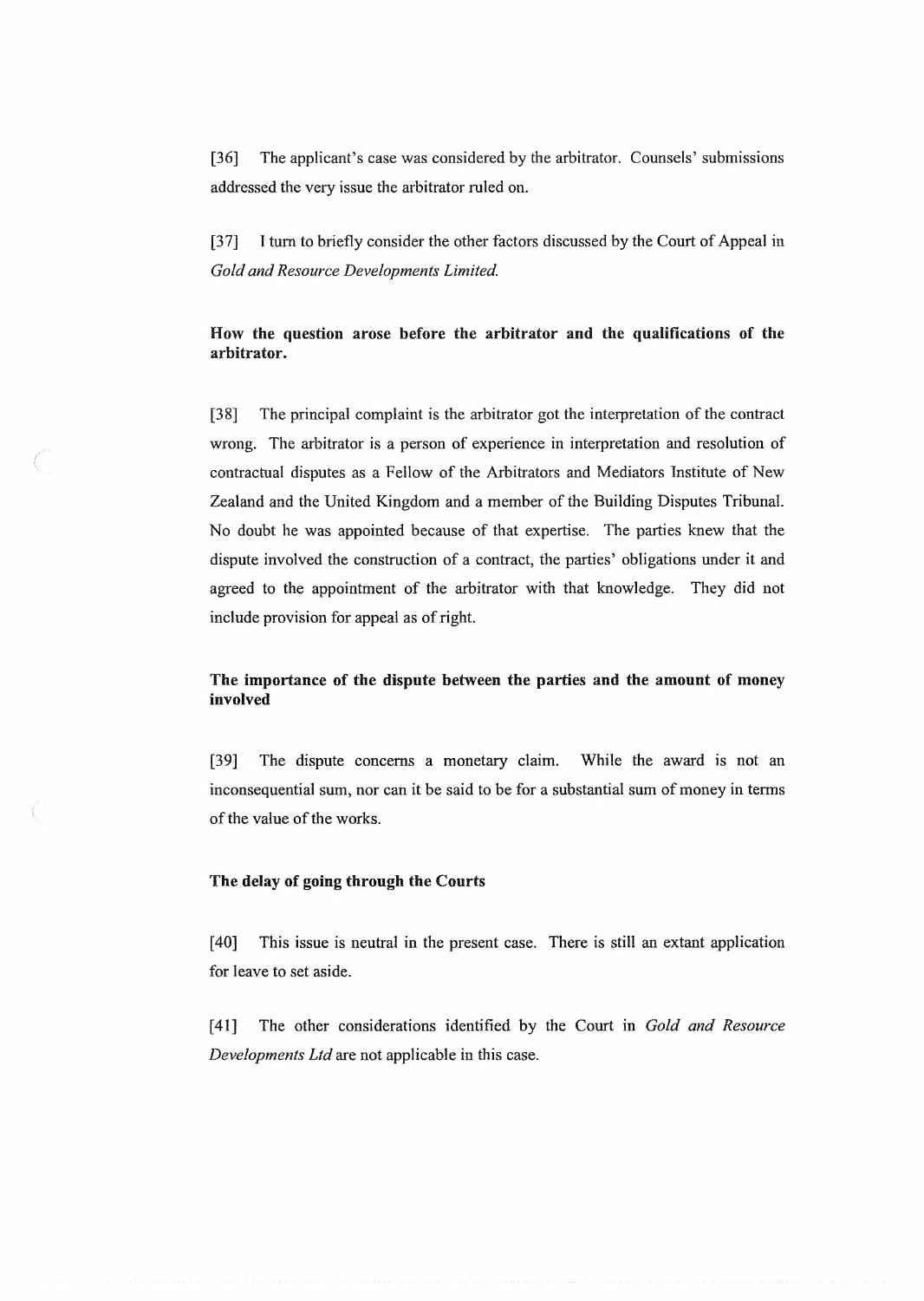[36] The applicant's case was considered by the arbitrator. Counsels' submissions addressed the very issue the arbitrator ruled on.

[37] I turn to briefly consider the other factors discussed by the Court of Appeal in *Gold and Resource Developments Limited.*

**How the question arose before the arbitrator and the qualifications of the arbitrator.**

[38] The principal complaint is the arbitrator got the interpretation of the contract wrong. The arbitrator is a person of experience in interpretation and resolution of contractual disputes as a Fellow of the Arbitrators and Mediators Institute of New Zealand and the United Kingdom and a member of the Building Disputes Tribunal. No doubt he was appointed because of that expertise. The parties knew that the dispute involved the construction of a contract, the parties' obligations under it and agreed to the appointment of the arbitrator with that knowledge. They did not include provision for appeal as of right.

**The importance of the dispute between the parties and the amount of money involved**

[39] The dispute concerns a monetary claim. While the award is not an inconsequential sum, nor can it be said to be for a substantial sum of money in terms of the value of the works.

**The delay of going through the Courts**

[40] This issue is neutral in the present case. There is still an extant application for leave to set aside.

[41] The other considerations identified by the Court in *Gold and Resource Developments Ltd* are not applicable in this case.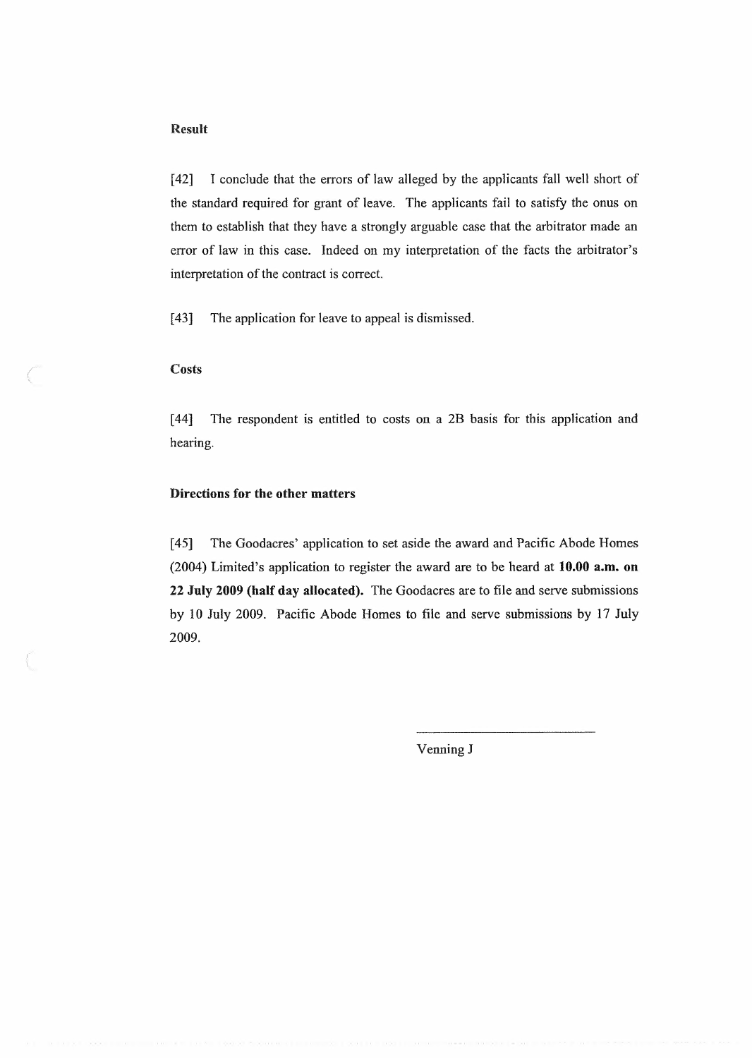**Result**

[42] I conclude that the errors of law alleged by the applicants fall well short of the standard required for grant of leave. The applicants fail to satisfy the onus on them to establish that they have a strongly arguable case that the arbitrator made an error of law in this case. Indeed on my interpretation of the facts the arbitrator's interpretation of the contract is correct.

[43] The application for leave to appeal is dismissed.

**Costs**

[44] The respondent is entitled to costs on a 2B basis for this application and hearing.

**Directions for the other matters**

[45] The Goodacres' application to set aside the award and Pacific Abode Homes (2004) Limited's application to register the award are to be heard at **10.00 a.m. on 22 July 2009 (half day allocated).** The Goodacres are to file and serve submissions by 10 July 2009. Pacific Abode Homes to file and serve submissions by 17 July 2009.

Venning J